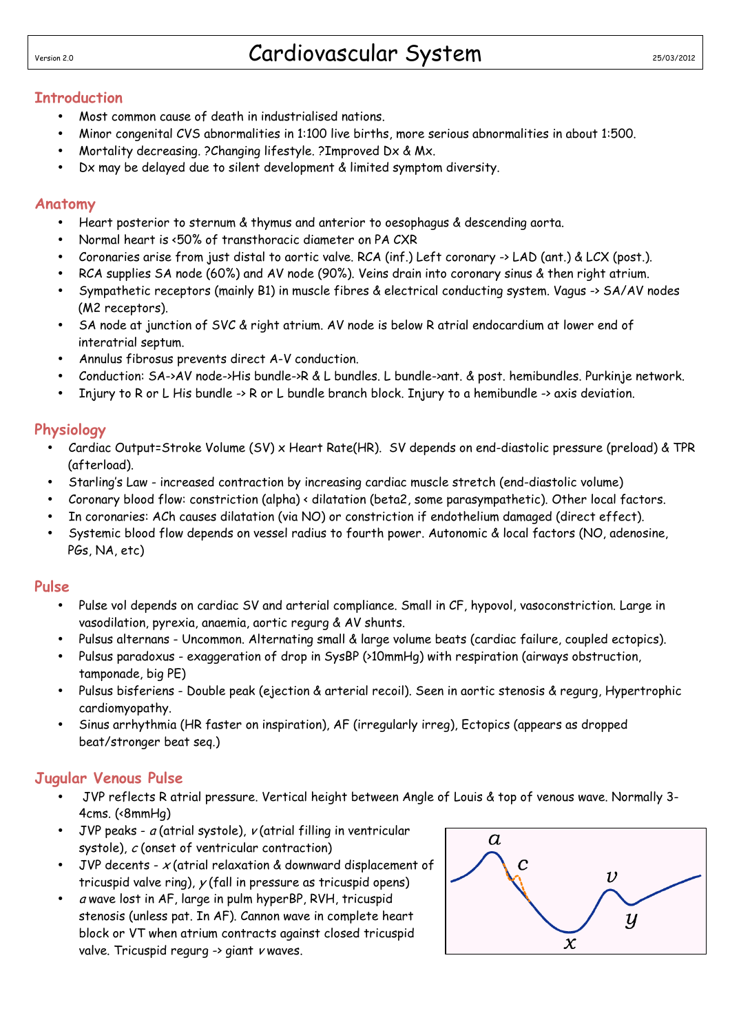Version 2.0

# Cardiovascular System

25/03/2012

## Introduction

- Most common cause of death in industrialised nations.
- Minor congenital CVS abnormalities in 1:100 live births, more serious abnormalities in about 1:500.
- Mortality decreasing. ?Changing lifestyle. ?Improved Dx & Mx.
- Dx may be delayed due to silent development & limited symptom diversity.

## Anatomy

- Heart posterior to sternum & thymus and anterior to oesophagus & descending aorta.
- Normal heart is <50% of transthoracic diameter on PA CXR
- Coronaries arise from just distal to aortic valve. RCA (inf.) Left coronary -> LAD (ant.) & LCX (post.).
- RCA supplies SA node (60%) and AV node (90%). Veins drain into coronary sinus & then right atrium.
- Sympathetic receptors (mainly B1) in muscle fibres & electrical conducting system. Vagus -> SA/AV nodes (M2 receptors).
- SA node at junction of SVC & right atrium. AV node is below R atrial endocardium at lower end of interatrial septum.
- Annulus fibrosus prevents direct A-V conduction.
- Conduction: SA->AV node->His bundle->R & L bundles. L bundle->ant. & post. hemibundles. Purkinje network.
- Injury to R or L His bundle -> R or L bundle branch block. Injury to a hemibundle -> axis deviation.

## Physiology

- Cardiac Output=Stroke Volume (SV) x Heart Rate(HR). SV depends on end-diastolic pressure (preload) & TPR (afterload).
- Starling's Law - increased contraction by increasing cardiac muscle stretch (end-diastolic volume)
- Coronary blood flow: constriction (alpha) < dilatation (beta2, some parasympathetic). Other local factors.
- In coronaries: ACh causes dilatation (via NO) or constriction if endothelium damaged (direct effect).
- Systemic blood flow depends on vessel radius to fourth power. Autonomic & local factors (NO, adenosine, PGs, NA, etc)

## Pulse

- Pulse vol depends on cardiac SV and arterial compliance. Small in CF, hypovol, vasoconstriction. Large in vasodilation, pyrexia, anaemia, aortic regurg & AV shunts.
- Pulsus alternans - Uncommon. Alternating small & large volume beats (cardiac failure, coupled ectopics).
- Pulsus paradoxus - exaggeration of drop in SysBP (>10mmHg) with respiration (airways obstruction, tamponade, big PE)
- Pulsus bisferiens - Double peak (ejection & arterial recoil). Seen in aortic stenosis & regurg, Hypertrophic cardiomyopathy.
- Sinus arrhythmia (HR faster on inspiration), AF (irregularly irreg), Ectopics (appears as dropped beat/stronger beat seq.)

## Jugular Venous Pulse

- JVP reflects R atrial pressure. Vertical height between Angle of Louis & top of venous wave. Normally 3-4cms. (<8mmHg)
- JVP peaks - *a* (atrial systole), *v* (atrial filling in ventricular systole), *c* (onset of ventricular contraction)
- JVP decents - *x* (atrial relaxation & downward displacement of tricuspid valve ring), *y* (fall in pressure as tricuspid opens)
- *a* wave lost in AF, large in pulm hyperBP, RVH, tricuspid stenosis (unless pat. In AF). Cannon wave in complete heart block or VT when atrium contracts against closed tricuspid valve. Tricuspid regurg -> giant *v* waves.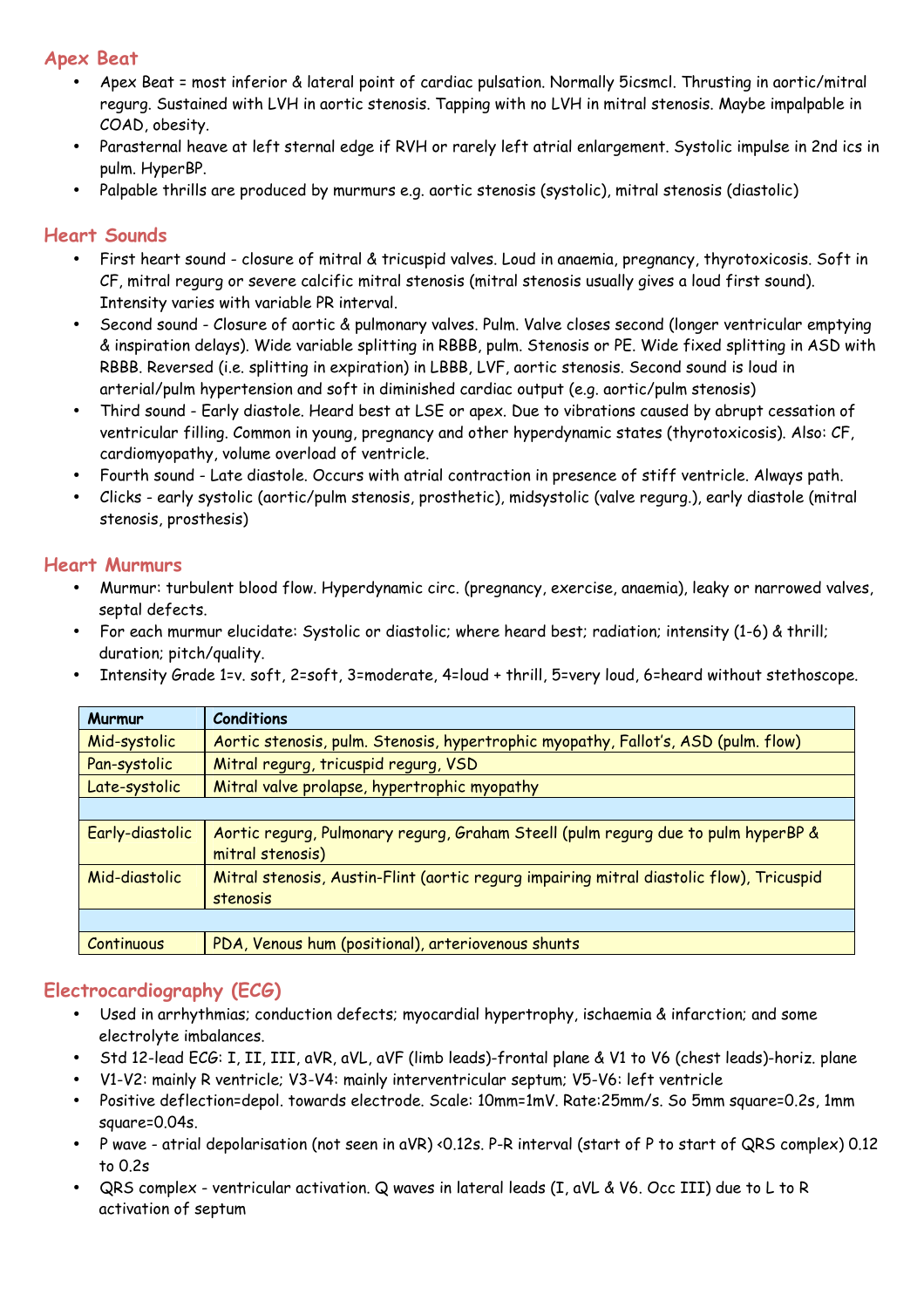## Apex Beat

- Apex Beat = most inferior & lateral point of cardiac pulsation. Normally 5icsmcl. Thrusting in aortic/mitral regurg. Sustained with LVH in aortic stenosis. Tapping with no LVH in mitral stenosis. Maybe impalpable in COAD, obesity.
- Parasternal heave at left sternal edge if RVH or rarely left atrial enlargement. Systolic impulse in 2nd ics in pulm. HyperBP.
- Palpable thrills are produced by murmurs e.g. aortic stenosis (systolic), mitral stenosis (diastolic)

## Heart Sounds

- First heart sound - closure of mitral & tricuspid valves. Loud in anaemia, pregnancy, thyrotoxicosis. Soft in CF, mitral regurg or severe calcific mitral stenosis (mitral stenosis usually gives a loud first sound). Intensity varies with variable PR interval.
- Second sound - Closure of aortic & pulmonary valves. Pulm. Valve closes second (longer ventricular emptying & inspiration delays). Wide variable splitting in RBBB, pulm. Stenosis or PE. Wide fixed splitting in ASD with RBBB. Reversed (i.e. splitting in expiration) in LBBB, LVF, aortic stenosis. Second sound is loud in arterial/pulm hypertension and soft in diminished cardiac output (e.g. aortic/pulm stenosis)
- Third sound - Early diastole. Heard best at LSE or apex. Due to vibrations caused by abrupt cessation of ventricular filling. Common in young, pregnancy and other hyperdynamic states (thyrotoxicosis). Also: CF, cardiomyopathy, volume overload of ventricle.
- Fourth sound - Late diastole. Occurs with atrial contraction in presence of stiff ventricle. Always path.
- Clicks - early systolic (aortic/pulm stenosis, prosthetic), midsystolic (valve regurg.), early diastole (mitral stenosis, prosthesis)

## Heart Murmurs

- Murmur: turbulent blood flow. Hyperdynamic circ. (pregnancy, exercise, anaemia), leaky or narrowed valves, septal defects.
- For each murmur elucidate: Systolic or diastolic; where heard best; radiation; intensity (1-6) & thrill; duration; pitch/quality.
- Intensity Grade 1=v. soft, 2=soft, 3=moderate, 4=loud + thrill, 5=very loud, 6=heard without stethoscope.

| Murmur | Conditions |
| --- | --- |
| Mid-systolic | Aortic stenosis, pulm. Stenosis, hypertrophic myopathy, Fallot's, ASD (pulm. flow) |
| Pan-systolic | Mitral regurg, tricuspid regurg, VSD |
| Late-systolic | Mitral valve prolapse, hypertrophic myopathy |
| | |
| Early-diastolic | Aortic regurg, Pulmonary regurg, Graham Steell (pulm regurg due to pulm hyperBP & mitral stenosis) |
| Mid-diastolic | Mitral stenosis, Austin-Flint (aortic regurg impairing mitral diastolic flow), Tricuspid stenosis |
| | |
| Continuous | PDA, Venous hum (positional), arteriovenous shunts |

## Electrocardiography (ECG)

- Used in arrhythmias; conduction defects; myocardial hypertrophy, ischaemia & infarction; and some electrolyte imbalances.
- Std 12-lead ECG: I, II, III, aVR, aVL, aVF (limb leads)-frontal plane & V1 to V6 (chest leads)-horiz. plane
- V1-V2: mainly R ventricle; V3-V4: mainly interventricular septum; V5-V6: left ventricle
- Positive deflection=depol. towards electrode. Scale: 10mm=1mV. Rate:25mm/s. So 5mm square=0.2s, 1mm square=0.04s.
- P wave - atrial depolarisation (not seen in aVR) <0.12s. P-R interval (start of P to start of QRS complex) 0.12 to 0.2s
- QRS complex - ventricular activation. Q waves in lateral leads (I, aVL & V6. Occ III) due to L to R activation of septum